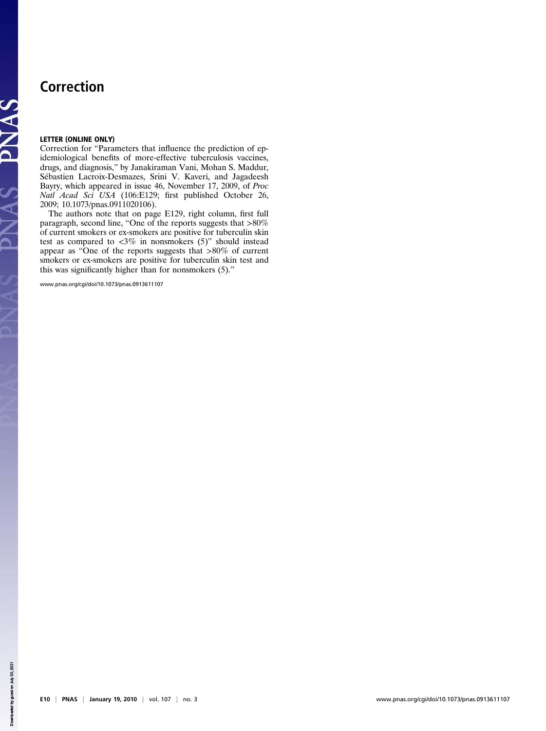# Correction

## LETTER (ONLINE ONLY)

Correction for "Parameters that influence the prediction of epidemiological benefits of more-effective tuberculosis vaccines, drugs, and diagnosis," by Janakiraman Vani, Mohan S. Maddur, Sébastien Lacroix-Desmazes, Srini V. Kaveri, and Jagadeesh Bayry, which appeared in issue 46, November 17, 2009, of *Proc Natl Acad Sci USA* (106:E129; first published October 26, 2009; 10.1073/pnas.0911020106).

The authors note that on page E129, right column, first full paragraph, second line, "One of the reports suggests that >80% of current smokers or ex-smokers are positive for tuberculin skin test as compared to <3% in nonsmokers (5)" should instead appear as "One of the reports suggests that >80% of current smokers or ex-smokers are positive for tuberculin skin test and this was significantly higher than for nonsmokers (5)."

www.pnas.org/cgi/doi/10.1073/pnas.0913611107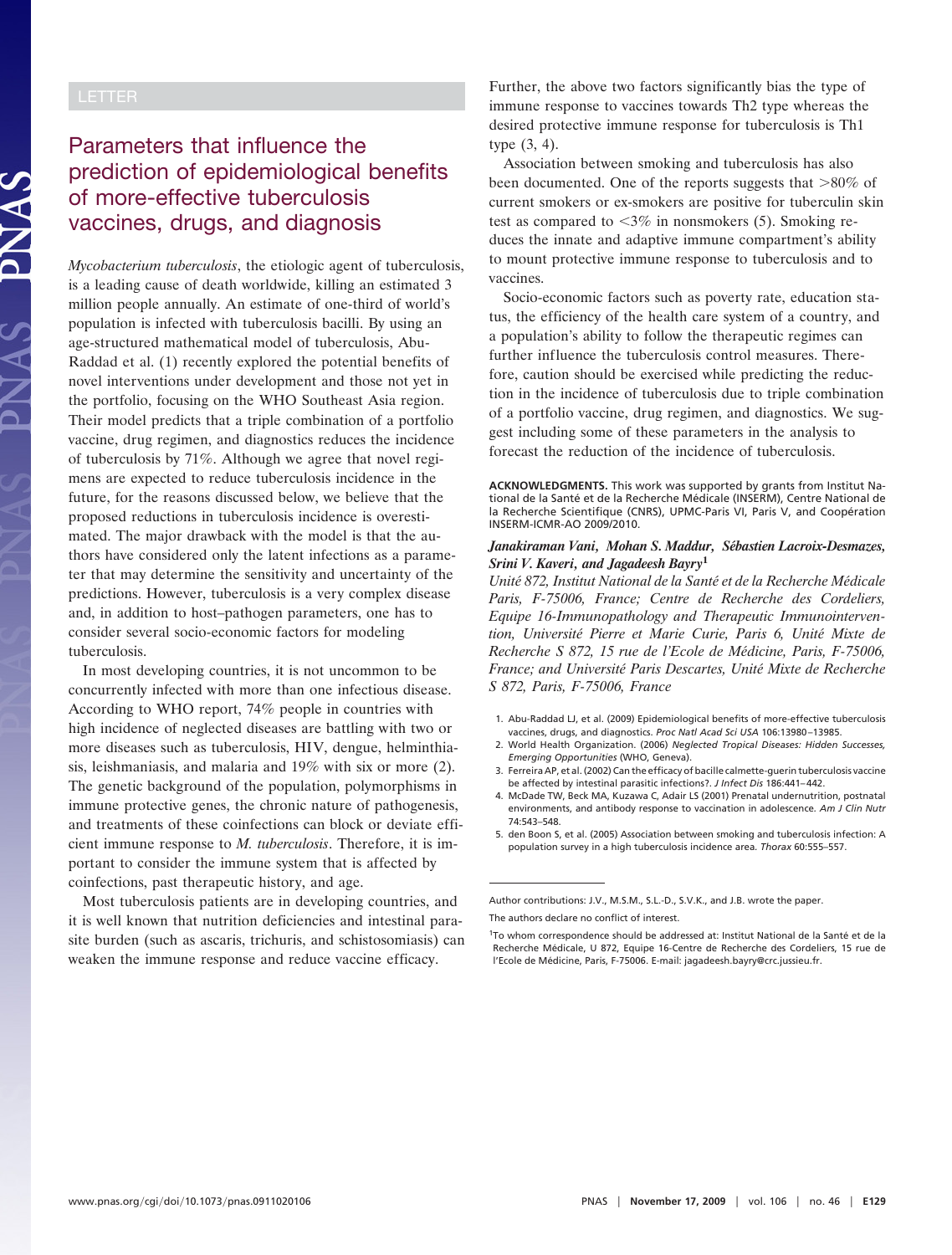LETTER

# Parameters that influence the prediction of epidemiological benefits of more-effective tuberculosis vaccines, drugs, and diagnosis

*Mycobacterium tuberculosis*, the etiologic agent of tuberculosis, is a leading cause of death worldwide, killing an estimated 3 million people annually. An estimate of one-third of world's population is infected with tuberculosis bacilli. By using an age-structured mathematical model of tuberculosis, Abu-Raddad et al. (1) recently explored the potential benefits of novel interventions under development and those not yet in the portfolio, focusing on the WHO Southeast Asia region. Their model predicts that a triple combination of a portfolio vaccine, drug regimen, and diagnostics reduces the incidence of tuberculosis by 71%. Although we agree that novel regimens are expected to reduce tuberculosis incidence in the future, for the reasons discussed below, we believe that the proposed reductions in tuberculosis incidence is overestimated. The major drawback with the model is that the authors have considered only the latent infections as a parameter that may determine the sensitivity and uncertainty of the predictions. However, tuberculosis is a very complex disease and, in addition to host–pathogen parameters, one has to consider several socio-economic factors for modeling tuberculosis.

In most developing countries, it is not uncommon to be concurrently infected with more than one infectious disease. According to WHO report, 74% people in countries with high incidence of neglected diseases are battling with two or more diseases such as tuberculosis, HIV, dengue, helminthiasis, leishmaniasis, and malaria and 19% with six or more (2). The genetic background of the population, polymorphisms in immune protective genes, the chronic nature of pathogenesis, and treatments of these coinfections can block or deviate efficient immune response to *M. tuberculosis*. Therefore, it is important to consider the immune system that is affected by coinfections, past therapeutic history, and age.

Most tuberculosis patients are in developing countries, and it is well known that nutrition deficiencies and intestinal parasite burden (such as ascaris, trichuris, and schistosomiasis) can weaken the immune response and reduce vaccine efficacy. Further, the above two factors significantly bias the type of immune response to vaccines towards Th2 type whereas the desired protective immune response for tuberculosis is Th1 type (3, 4).

Association between smoking and tuberculosis has also been documented. One of the reports suggests that >80% of current smokers or ex-smokers are positive for tuberculin skin test as compared to <3% in nonsmokers (5). Smoking reduces the innate and adaptive immune compartment's ability to mount protective immune response to tuberculosis and to vaccines.

Socio-economic factors such as poverty rate, education status, the efficiency of the health care system of a country, and a population's ability to follow the therapeutic regimes can further influence the tuberculosis control measures. Therefore, caution should be exercised while predicting the reduction in the incidence of tuberculosis due to triple combination of a portfolio vaccine, drug regimen, and diagnostics. We suggest including some of these parameters in the analysis to forecast the reduction of the incidence of tuberculosis.

**ACKNOWLEDGMENTS.** This work was supported by grants from Institut National de la Santé et de la Recherche Médicale (INSERM), Centre National de la Recherche Scientifique (CNRS), UPMC-Paris VI, Paris V, and Coopération INSERM-ICMR-AO 2009/2010.

***Janakiraman Vani, Mohan S. Maddur, Sébastien Lacroix-Desmazes, Srini V. Kaveri, and Jagadeesh Bayry***[1]

*Unité 872, Institut National de la Santé et de la Recherche Médicale Paris, F-75006, France; Centre de Recherche des Cordeliers, Equipe 16-Immunopathology and Therapeutic Immunointervention, Université Pierre et Marie Curie, Paris 6, Unité Mixte de Recherche S 872, 15 rue de l'Ecole de Médicine, Paris, F-75006, France; and Université Paris Descartes, Unité Mixte de Recherche S 872, Paris, F-75006, France*

1. Abu-Raddad LJ, et al. (2009) Epidemiological benefits of more-effective tuberculosis vaccines, drugs, and diagnostics. *Proc Natl Acad Sci USA* 106:13980–13985.
2. World Health Organization. (2006) *Neglected Tropical Diseases: Hidden Successes, Emerging Opportunities* (WHO, Geneva).
3. Ferreira AP, et al. (2002) Can the efficacy of bacille calmette-guerin tuberculosis vaccine be affected by intestinal parasitic infections?. *J Infect Dis* 186:441–442.
4. McDade TW, Beck MA, Kuzawa C, Adair LS (2001) Prenatal undernutrition, postnatal environments, and antibody response to vaccination in adolescence. *Am J Clin Nutr* 74:543–548.
5. den Boon S, et al. (2005) Association between smoking and tuberculosis infection: A population survey in a high tuberculosis incidence area. *Thorax* 60:555–557.

Author contributions: J.V., M.S.M., S.L.-D., S.V.K., and J.B. wrote the paper.

The authors declare no conflict of interest.

[1]To whom correspondence should be addressed at: Institut National de la Santé et de la Recherche Médicale, U 872, Equipe 16-Centre de Recherche des Cordeliers, 15 rue de l'Ecole de Médicine, Paris, F-75006. E-mail: jagadeesh.bayry@crc.jussieu.fr.

www.pnas.org/cgi/doi/10.1073/pnas.0911020106